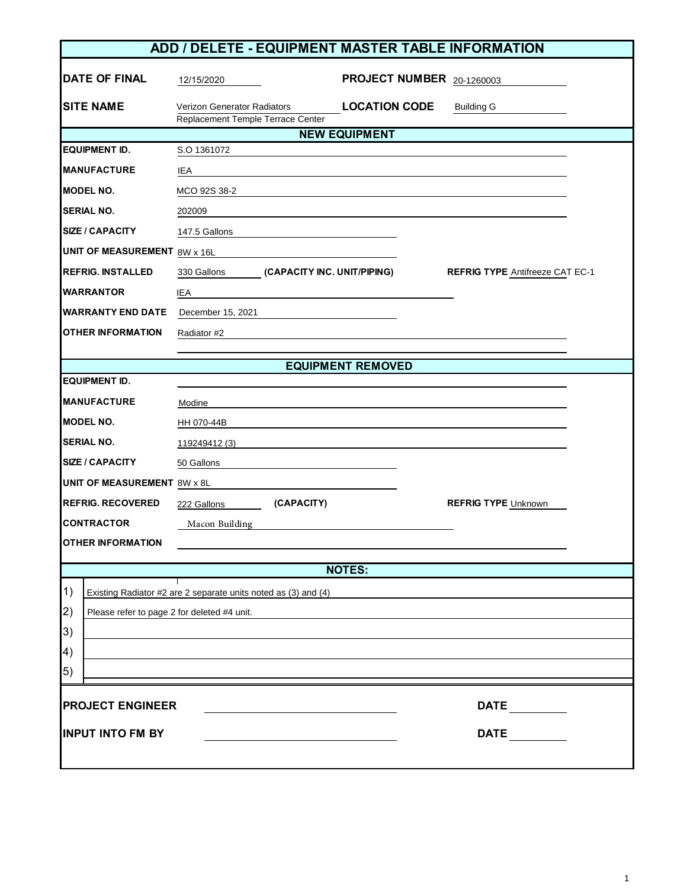# ADD / DELETE - EQUIPMENT MASTER TABLE INFORMATION

| | | | |
|---|---|---|---|
| **DATE OF FINAL** | 12/15/2020 | **PROJECT NUMBER** | 20-1260003 |
| **SITE NAME** | Verizon Generator Radiators Replacement Temple Terrace Center | **LOCATION CODE** | Building G |

## NEW EQUIPMENT

| | |
|---|---|
| **EQUIPMENT ID.** | S.O 1361072 |
| **MANUFACTURE** | IEA |
| **MODEL NO.** | MCO 92S 38-2 |
| **SERIAL NO.** | 202009 |
| **SIZE / CAPACITY** | 147.5 Gallons |
| **UNIT OF MEASUREMENT** | 8W x 16L |
| **REFRIG. INSTALLED** | 330 Gallons **(CAPACITY INC. UNIT/PIPING)** **REFRIG TYPE** Antifreeze CAT EC-1 |
| **WARRANTOR** | IEA |
| **WARRANTY END DATE** | December 15, 2021 |
| **OTHER INFORMATION** | Radiator #2 |

## EQUIPMENT REMOVED

| | |
|---|---|
| **EQUIPMENT ID.** | |
| **MANUFACTURE** | Modine |
| **MODEL NO.** | HH 070-44B |
| **SERIAL NO.** | 119249412 (3) |
| **SIZE / CAPACITY** | 50 Gallons |
| **UNIT OF MEASUREMENT** | 8W x 8L |
| **REFRIG. RECOVERED** | 222 Gallons **(CAPACITY)** **REFRIG TYPE** Unknown |
| **CONTRACTOR** | Macon Building |
| **OTHER INFORMATION** | |

## NOTES:

1) Existing Radiator #2 are 2 separate units noted as (3) and (4)
2) Please refer to page 2 for deleted #4 unit.
3)
4)
5)

| | | | |
|---|---|---|---|
| **PROJECT ENGINEER** | | **DATE** | |
| **INPUT INTO FM BY** | | **DATE** | |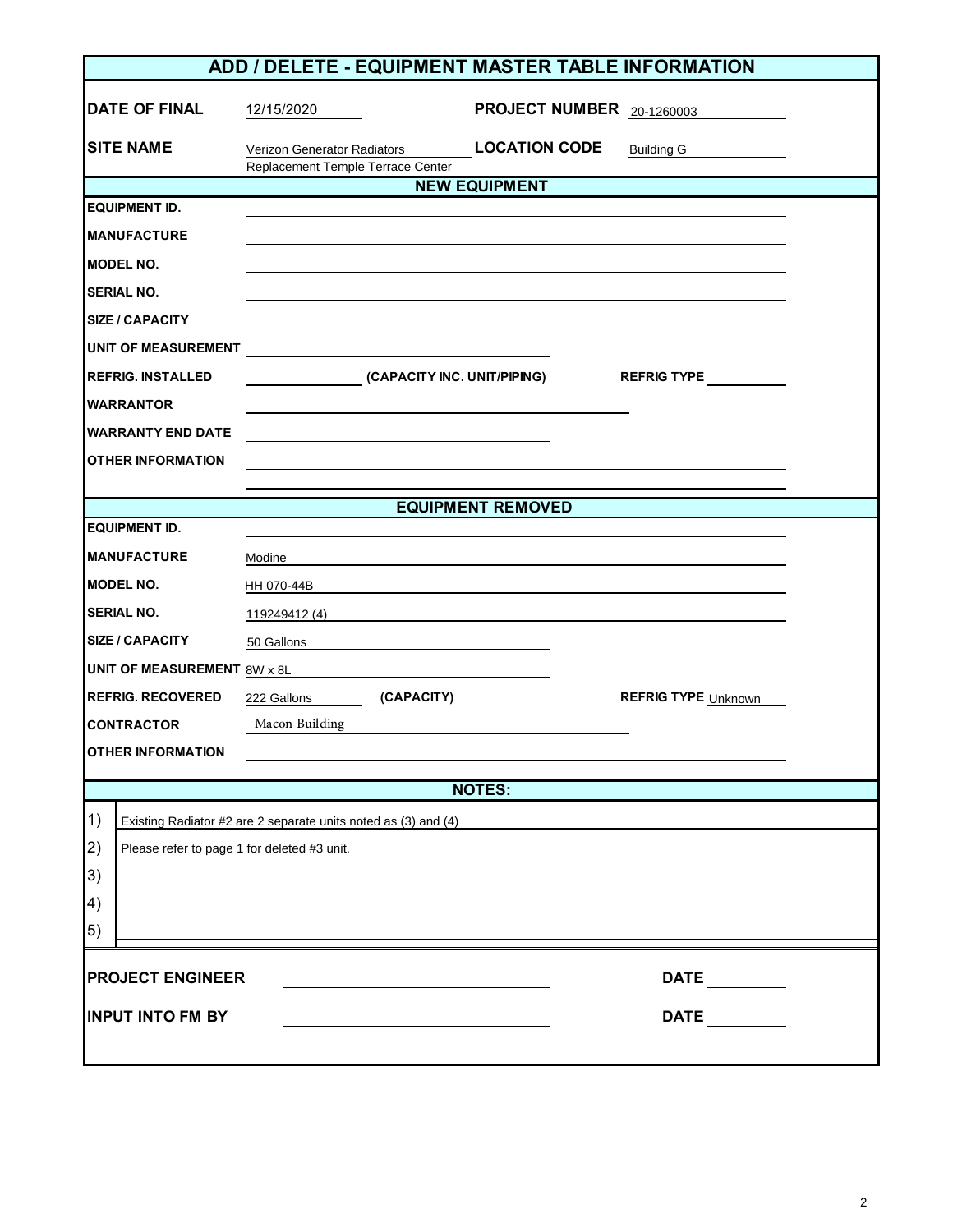# ADD / DELETE - EQUIPMENT MASTER TABLE INFORMATION

| | | | |
|---|---|---|---|
| **DATE OF FINAL** | 12/15/2020 | **PROJECT NUMBER** | 20-1260003 |
| **SITE NAME** | Verizon Generator Radiators Replacement Temple Terrace Center | **LOCATION CODE** | Building G |

## NEW EQUIPMENT

| | |
|---|---|
| **EQUIPMENT ID.** | |
| **MANUFACTURE** | |
| **MODEL NO.** | |
| **SERIAL NO.** | |
| **SIZE / CAPACITY** | |
| **UNIT OF MEASUREMENT** | |
| **REFRIG. INSTALLED** | (CAPACITY INC. UNIT/PIPING) **REFRIG TYPE** |
| **WARRANTOR** | |
| **WARRANTY END DATE** | |
| **OTHER INFORMATION** | |

## EQUIPMENT REMOVED

| | |
|---|---|
| **EQUIPMENT ID.** | |
| **MANUFACTURE** | Modine |
| **MODEL NO.** | HH 070-44B |
| **SERIAL NO.** | 119249412 (4) |
| **SIZE / CAPACITY** | 50 Gallons |
| **UNIT OF MEASUREMENT** | 8W x 8L |
| **REFRIG. RECOVERED** | 222 Gallons **(CAPACITY)** **REFRIG TYPE** Unknown |
| **CONTRACTOR** | Macon Building |
| **OTHER INFORMATION** | |

## NOTES:

1) Existing Radiator #2 are 2 separate units noted as (3) and (4)
2) Please refer to page 1 for deleted #3 unit.
3)
4)
5)

| | | | |
|---|---|---|---|
| **PROJECT ENGINEER** | | **DATE** | |
| **INPUT INTO FM BY** | | **DATE** | |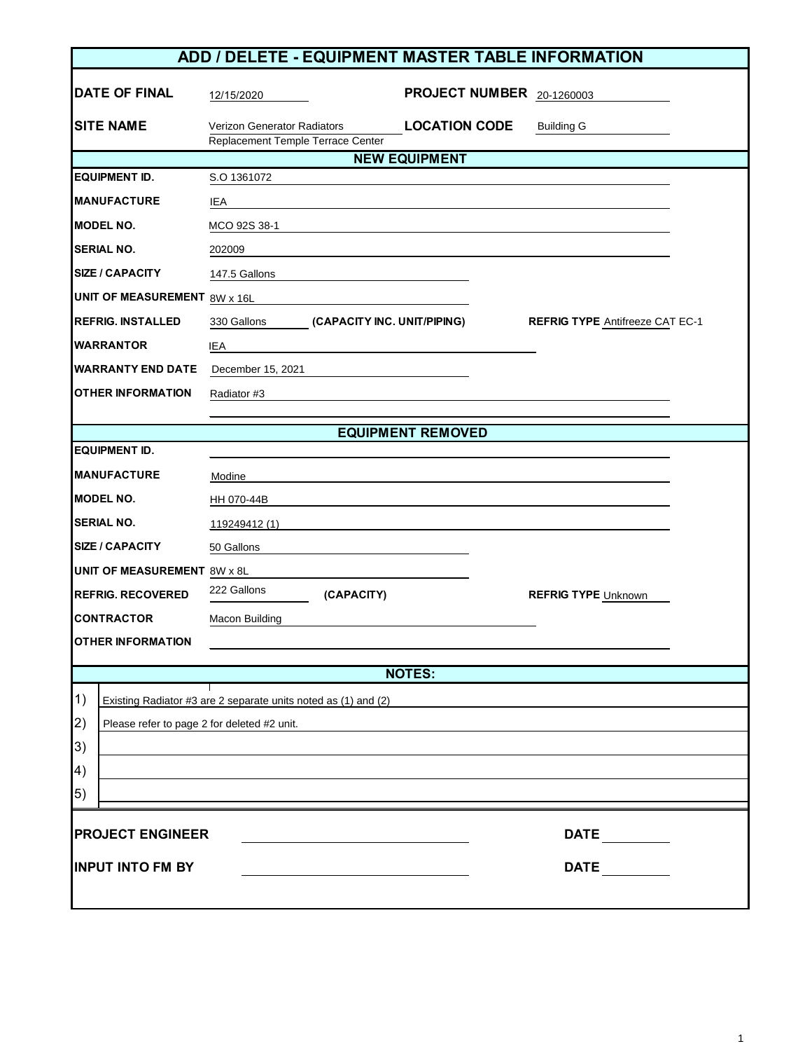# ADD / DELETE - EQUIPMENT MASTER TABLE INFORMATION

| | | | |
|---|---|---|---|
| **DATE OF FINAL** | 12/15/2020 | **PROJECT NUMBER** | 20-1260003 |
| **SITE NAME** | Verizon Generator Radiators Replacement Temple Terrace Center | **LOCATION CODE** | Building G |

## NEW EQUIPMENT

| | | | |
|---|---|---|---|
| **EQUIPMENT ID.** | S.O 1361072 | | |
| **MANUFACTURE** | IEA | | |
| **MODEL NO.** | MCO 92S 38-1 | | |
| **SERIAL NO.** | 202009 | | |
| **SIZE / CAPACITY** | 147.5 Gallons | | |
| **UNIT OF MEASUREMENT** | 8W x 16L | | |
| **REFRIG. INSTALLED** | 330 Gallons **(CAPACITY INC. UNIT/PIPING)** | **REFRIG TYPE** | Antifreeze CAT EC-1 |
| **WARRANTOR** | IEA | | |
| **WARRANTY END DATE** | December 15, 2021 | | |
| **OTHER INFORMATION** | Radiator #3 | | |

## EQUIPMENT REMOVED

| | | | |
|---|---|---|---|
| **EQUIPMENT ID.** | | | |
| **MANUFACTURE** | Modine | | |
| **MODEL NO.** | HH 070-44B | | |
| **SERIAL NO.** | 119249412 (1) | | |
| **SIZE / CAPACITY** | 50 Gallons | | |
| **UNIT OF MEASUREMENT** | 8W x 8L | | |
| **REFRIG. RECOVERED** | 222 Gallons **(CAPACITY)** | **REFRIG TYPE** | Unknown |
| **CONTRACTOR** | Macon Building | | |
| **OTHER INFORMATION** | | | |

## NOTES:

1) Existing Radiator #3 are 2 separate units noted as (1) and (2)
2) Please refer to page 2 for deleted #2 unit.
3)
4)
5)

| | | | |
|---|---|---|---|
| **PROJECT ENGINEER** | | **DATE** | |
| **INPUT INTO FM BY** | | **DATE** | |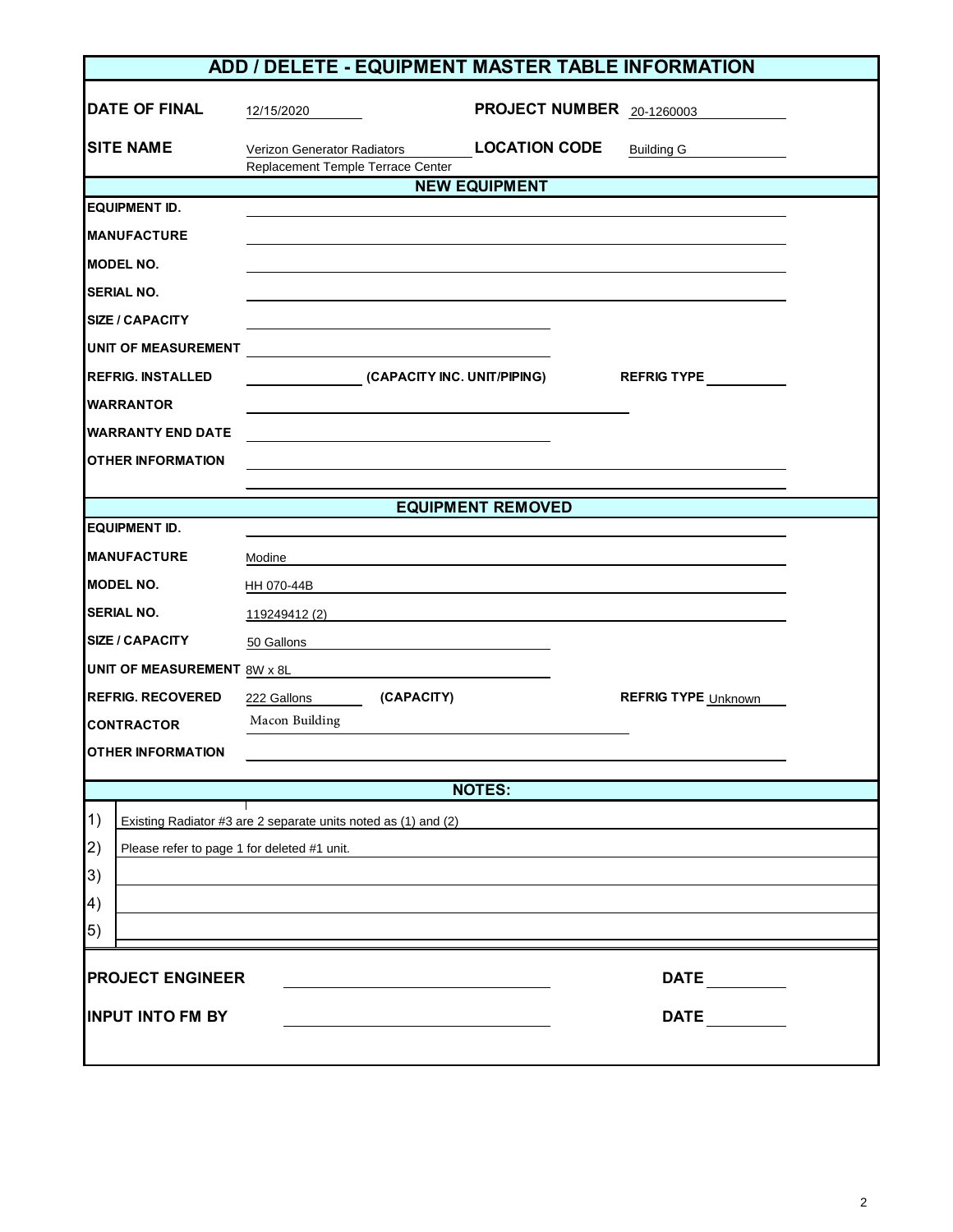# ADD / DELETE - EQUIPMENT MASTER TABLE INFORMATION

| | | | |
|---|---|---|---|
| **DATE OF FINAL** | 12/15/2020 | **PROJECT NUMBER** | 20-1260003 |
| **SITE NAME** | Verizon Generator Radiators Replacement Temple Terrace Center | **LOCATION CODE** | Building G |

## NEW EQUIPMENT

| | | | |
|---|---|---|---|
| **EQUIPMENT ID.** | | | |
| **MANUFACTURE** | | | |
| **MODEL NO.** | | | |
| **SERIAL NO.** | | | |
| **SIZE / CAPACITY** | | | |
| **UNIT OF MEASUREMENT** | | | |
| **REFRIG. INSTALLED** | **(CAPACITY INC. UNIT/PIPING)** | **REFRIG TYPE** | |
| **WARRANTOR** | | | |
| **WARRANTY END DATE** | | | |
| **OTHER INFORMATION** | | | |

## EQUIPMENT REMOVED

| | | | |
|---|---|---|---|
| **EQUIPMENT ID.** | | | |
| **MANUFACTURE** | Modine | | |
| **MODEL NO.** | HH 070-44B | | |
| **SERIAL NO.** | 119249412 (2) | | |
| **SIZE / CAPACITY** | 50 Gallons | | |
| **UNIT OF MEASUREMENT** | 8W x 8L | | |
| **REFRIG. RECOVERED** | 222 Gallons **(CAPACITY)** | **REFRIG TYPE** | Unknown |
| **CONTRACTOR** | Macon Building | | |
| **OTHER INFORMATION** | | | |

## NOTES:

1) Existing Radiator #3 are 2 separate units noted as (1) and (2)
2) Please refer to page 1 for deleted #1 unit.
3)
4)
5)

| | | | |
|---|---|---|---|
| **PROJECT ENGINEER** | | **DATE** | |
| **INPUT INTO FM BY** | | **DATE** | |